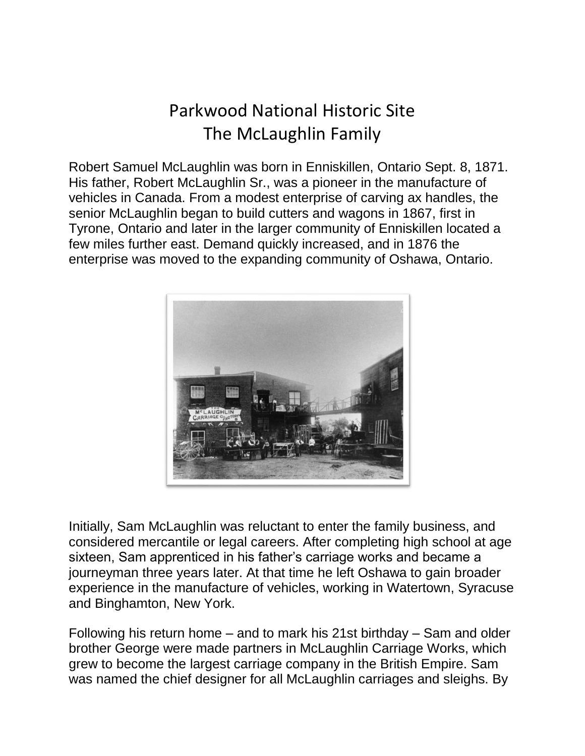# Parkwood National Historic Site
# The McLaughlin Family

Robert Samuel McLaughlin was born in Enniskillen, Ontario Sept. 8, 1871. His father, Robert McLaughlin Sr., was a pioneer in the manufacture of vehicles in Canada. From a modest enterprise of carving ax handles, the senior McLaughlin began to build cutters and wagons in 1867, first in Tyrone, Ontario and later in the larger community of Enniskillen located a few miles further east. Demand quickly increased, and in 1876 the enterprise was moved to the expanding community of Oshawa, Ontario.

Initially, Sam McLaughlin was reluctant to enter the family business, and considered mercantile or legal careers. After completing high school at age sixteen, Sam apprenticed in his father's carriage works and became a journeyman three years later. At that time he left Oshawa to gain broader experience in the manufacture of vehicles, working in Watertown, Syracuse and Binghamton, New York.

Following his return home – and to mark his 21st birthday – Sam and older brother George were made partners in McLaughlin Carriage Works, which grew to become the largest carriage company in the British Empire. Sam was named the chief designer for all McLaughlin carriages and sleighs. By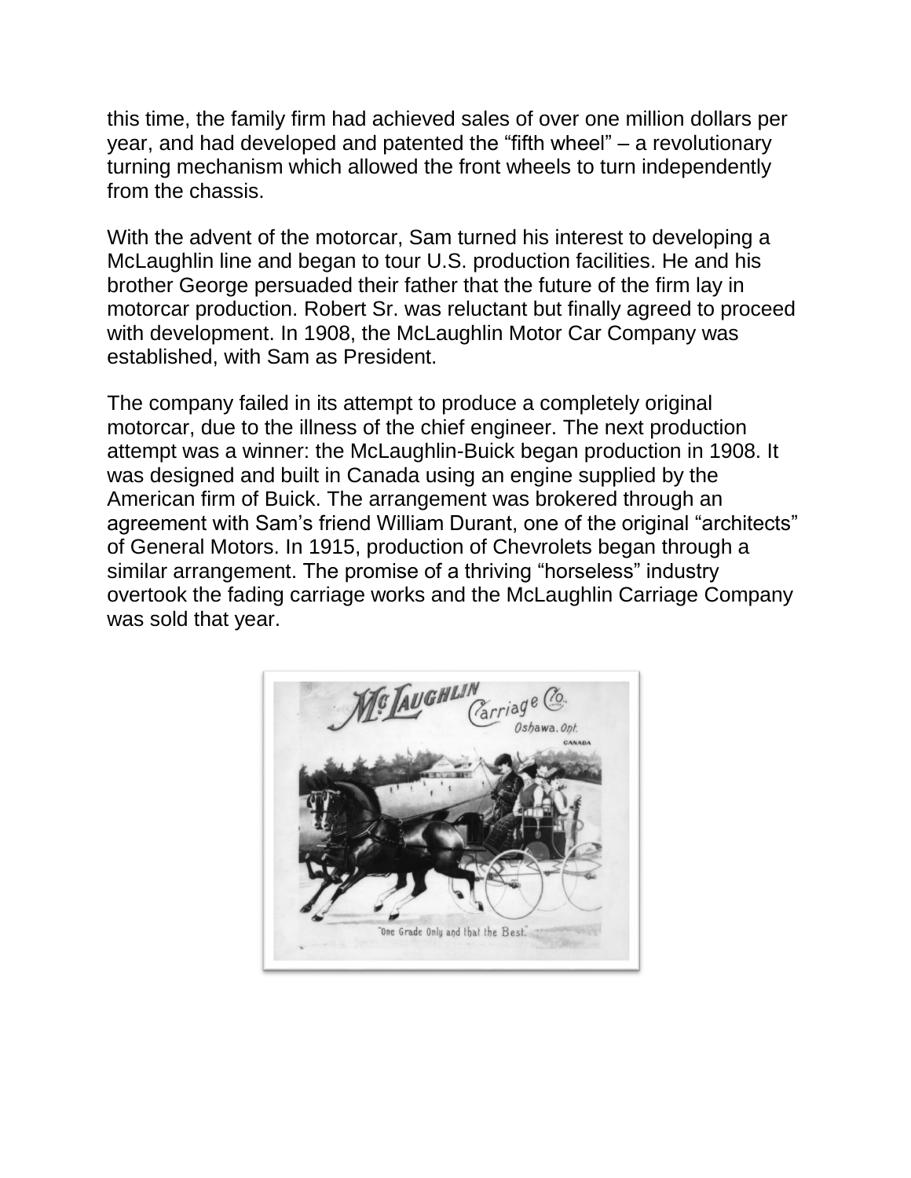this time, the family firm had achieved sales of over one million dollars per year, and had developed and patented the “fifth wheel” – a revolutionary turning mechanism which allowed the front wheels to turn independently from the chassis.

With the advent of the motorcar, Sam turned his interest to developing a McLaughlin line and began to tour U.S. production facilities. He and his brother George persuaded their father that the future of the firm lay in motorcar production. Robert Sr. was reluctant but finally agreed to proceed with development. In 1908, the McLaughlin Motor Car Company was established, with Sam as President.

The company failed in its attempt to produce a completely original motorcar, due to the illness of the chief engineer. The next production attempt was a winner: the McLaughlin-Buick began production in 1908. It was designed and built in Canada using an engine supplied by the American firm of Buick. The arrangement was brokered through an agreement with Sam’s friend William Durant, one of the original “architects” of General Motors. In 1915, production of Chevrolets began through a similar arrangement. The promise of a thriving “horseless” industry overtook the fading carriage works and the McLaughlin Carriage Company was sold that year.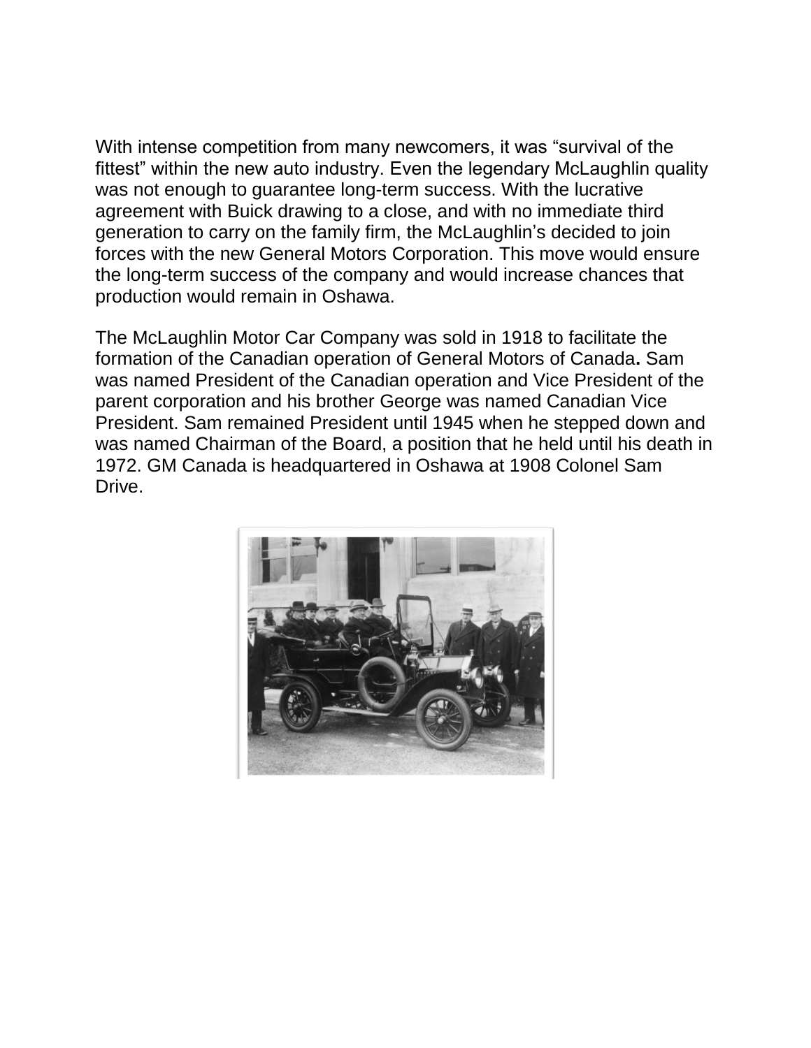With intense competition from many newcomers, it was "survival of the fittest" within the new auto industry. Even the legendary McLaughlin quality was not enough to guarantee long-term success. With the lucrative agreement with Buick drawing to a close, and with no immediate third generation to carry on the family firm, the McLaughlin's decided to join forces with the new General Motors Corporation. This move would ensure the long-term success of the company and would increase chances that production would remain in Oshawa.

The McLaughlin Motor Car Company was sold in 1918 to facilitate the formation of the Canadian operation of General Motors of Canada**.** Sam was named President of the Canadian operation and Vice President of the parent corporation and his brother George was named Canadian Vice President. Sam remained President until 1945 when he stepped down and was named Chairman of the Board, a position that he held until his death in 1972. GM Canada is headquartered in Oshawa at 1908 Colonel Sam Drive.